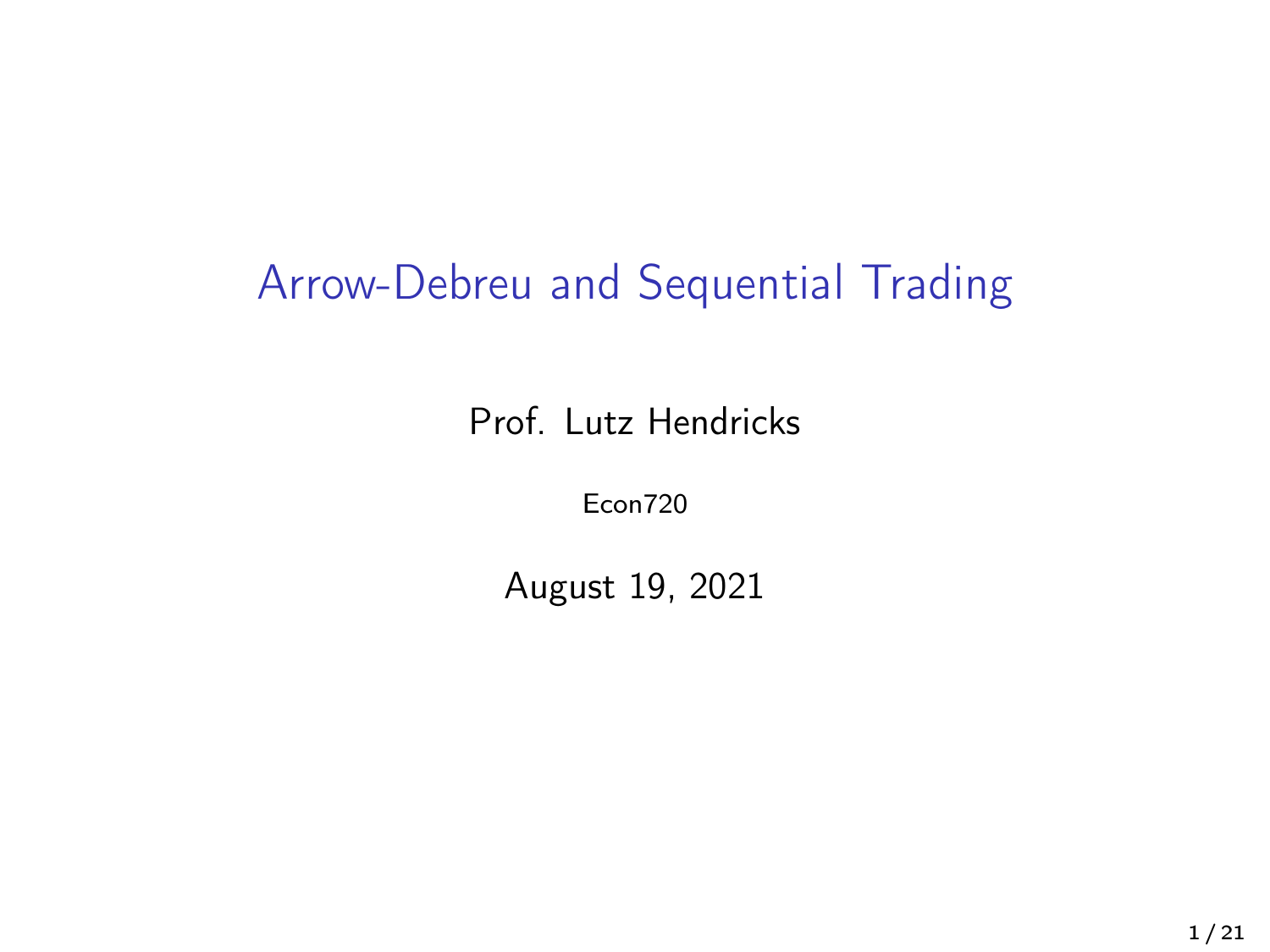# Arrow-Debreu and Sequential Trading

Prof. Lutz Hendricks

Econ720

August 19, 2021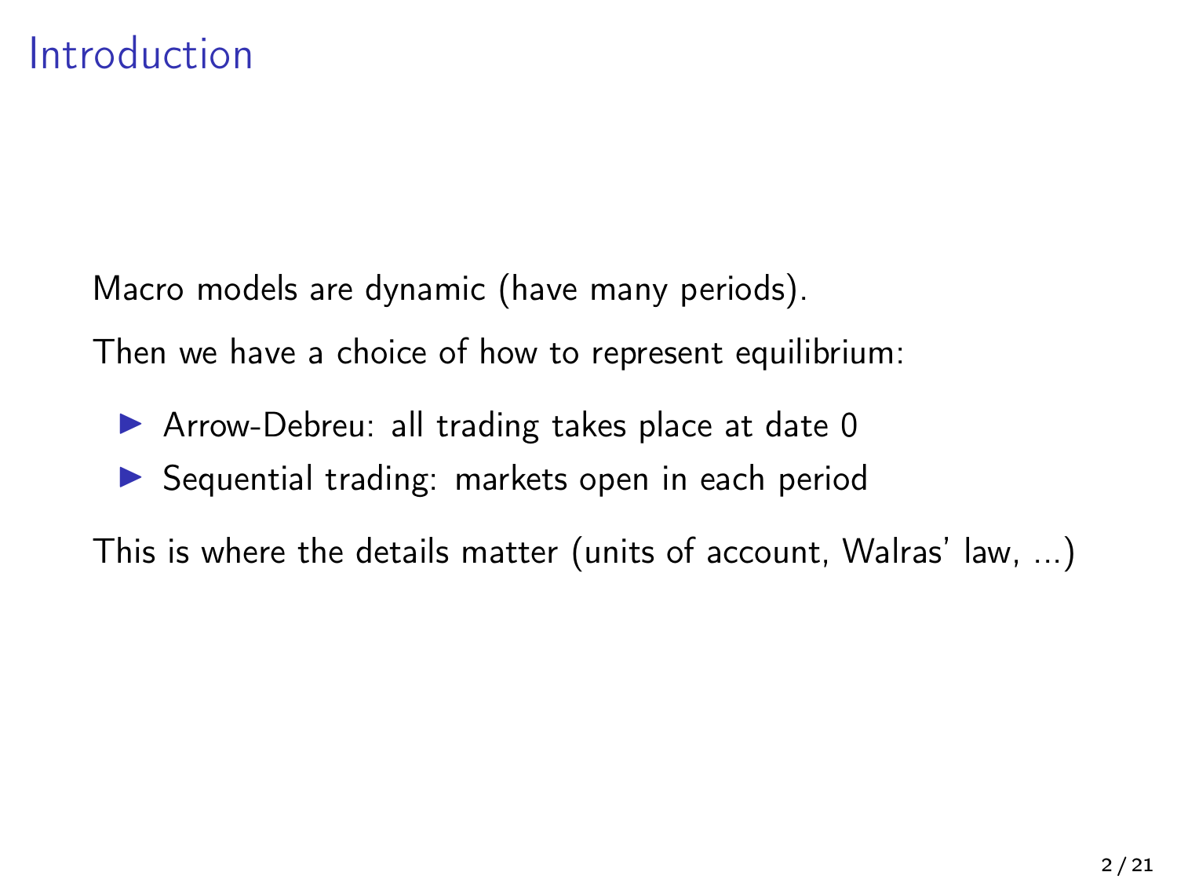# Introduction

Macro models are dynamic (have many periods).

Then we have a choice of how to represent equilibrium:

- Arrow-Debreu: all trading takes place at date 0
- Sequential trading: markets open in each period

This is where the details matter (units of account, Walras' law, ...)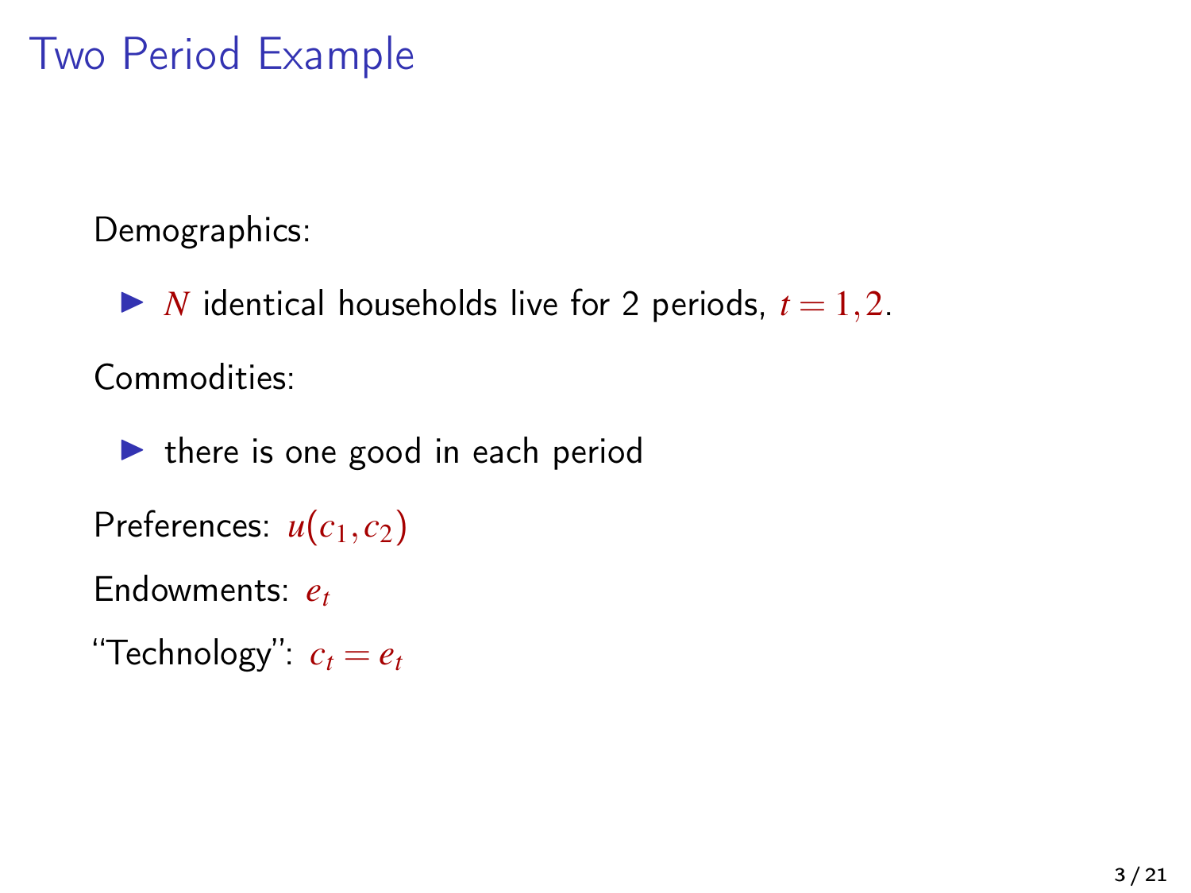# Two Period Example

Demographics:

- $N$ identical households live for 2 periods, $t = 1, 2$.

Commodities:

- there is one good in each period

Preferences: $u(c_1, c_2)$

Endowments: $e_t$

"Technology": $c_t = e_t$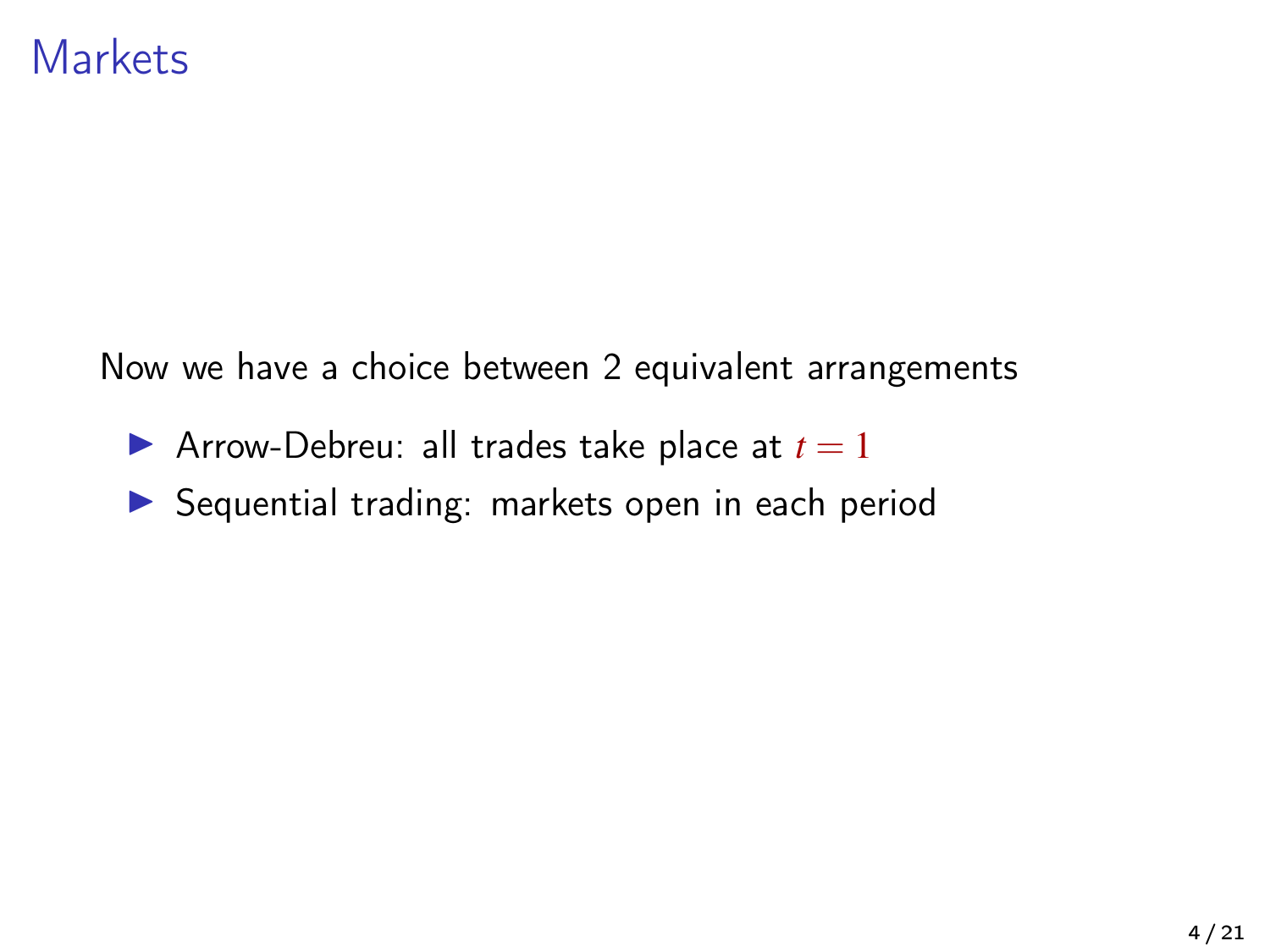# Markets

Now we have a choice between 2 equivalent arrangements

- Arrow-Debreu: all trades take place at $t = 1$
- Sequential trading: markets open in each period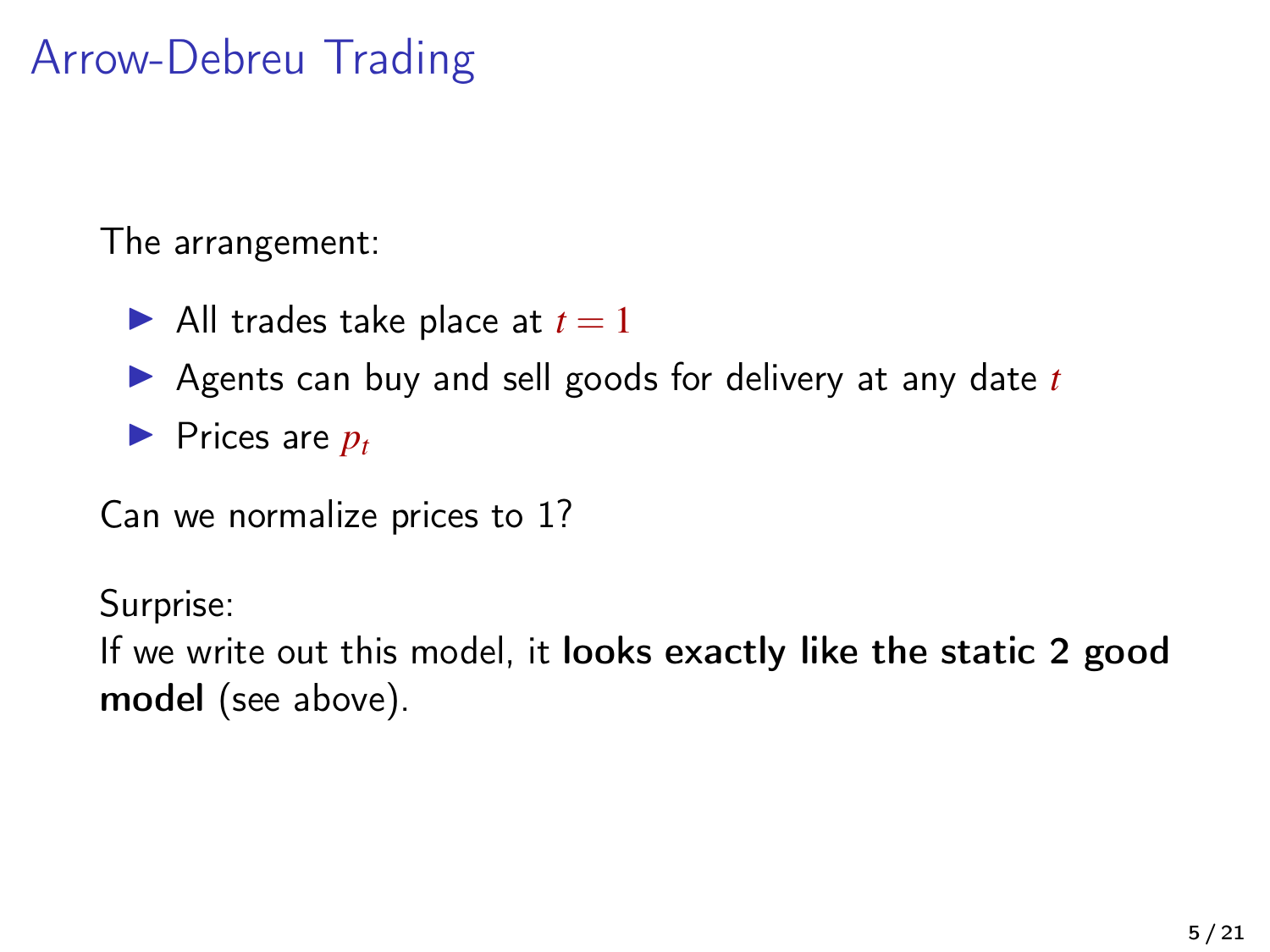# Arrow-Debreu Trading

The arrangement:

- All trades take place at $t = 1$
- Agents can buy and sell goods for delivery at any date $t$
- Prices are $p_t$

Can we normalize prices to 1?

Surprise:
If we write out this model, it **looks exactly like the static 2 good model** (see above).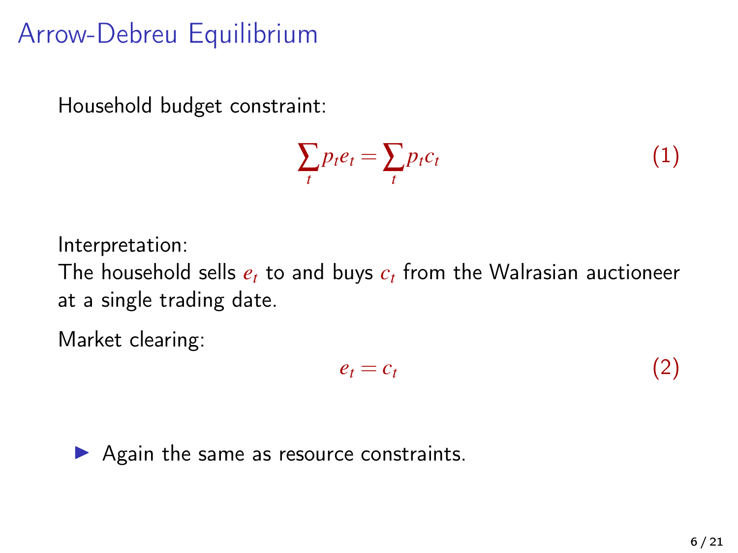# Arrow-Debreu Equilibrium

Household budget constraint:

$$\sum_t p_t e_t = \sum_t p_t c_t \tag{1}$$

Interpretation:
The household sells $e_t$ to and buys $c_t$ from the Walrasian auctioneer at a single trading date.

Market clearing:

$$e_t = c_t \tag{2}$$

- Again the same as resource constraints.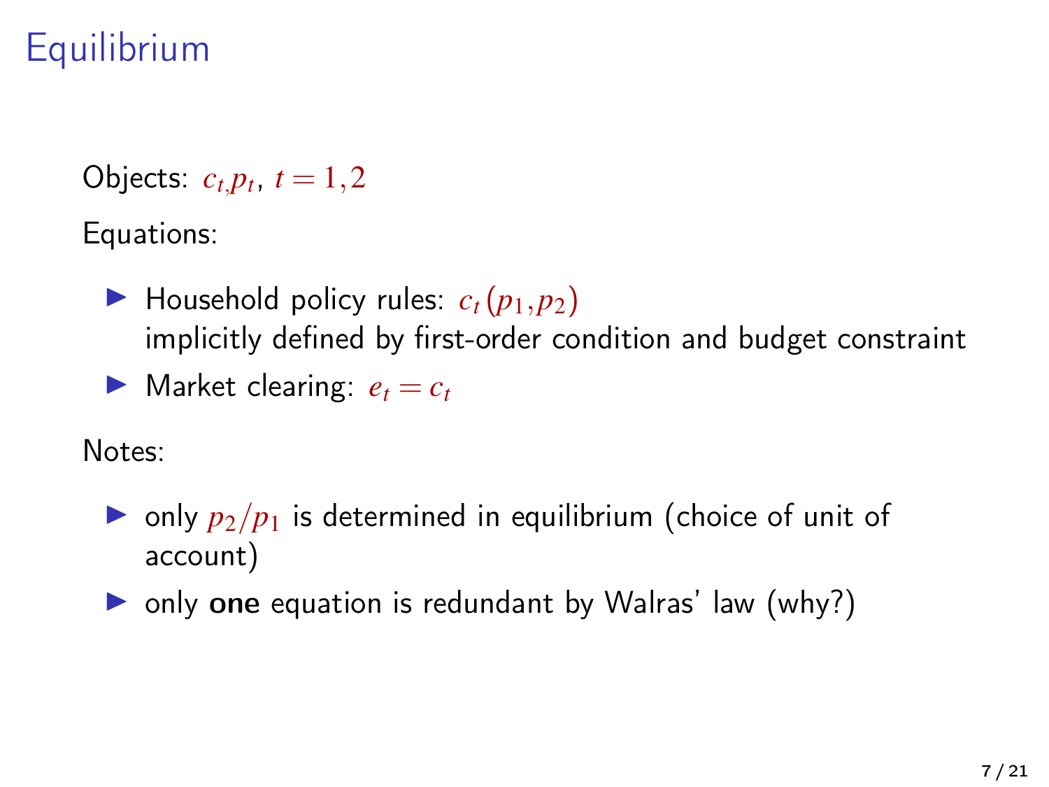# Equilibrium

Objects: $c_t, p_t$, $t = 1, 2$

Equations:

- Household policy rules: $c_t(p_1, p_2)$
  implicitly defined by first-order condition and budget constraint
- Market clearing: $e_t = c_t$

Notes:

- only $p_2/p_1$ is determined in equilibrium (choice of unit of account)
- only **one** equation is redundant by Walras' law (why?)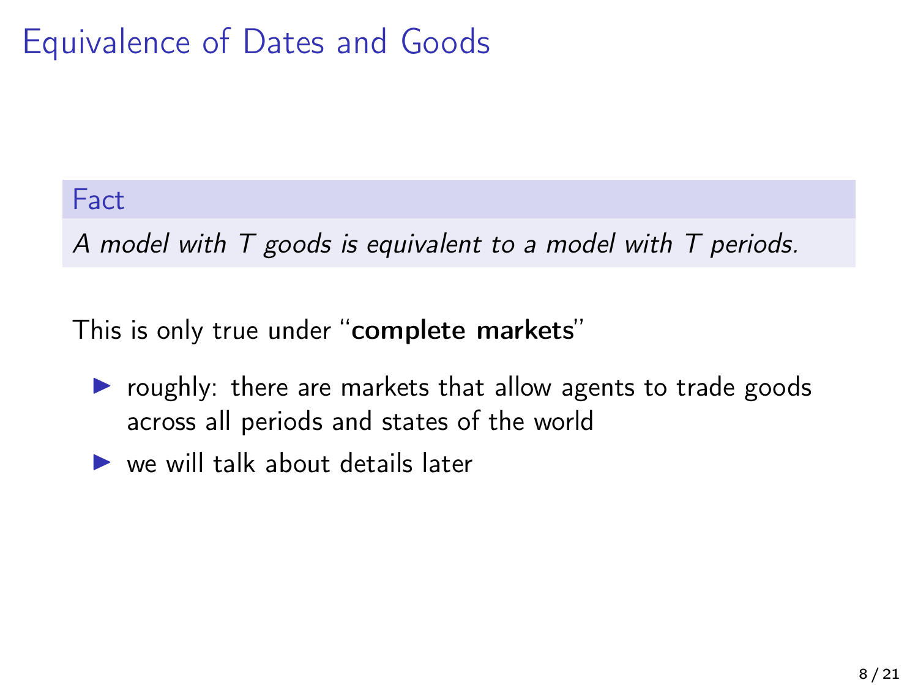# Equivalence of Dates and Goods

**Fact**

*A model with $T$ goods is equivalent to a model with $T$ periods.*

This is only true under "**complete markets**"

- roughly: there are markets that allow agents to trade goods across all periods and states of the world
- we will talk about details later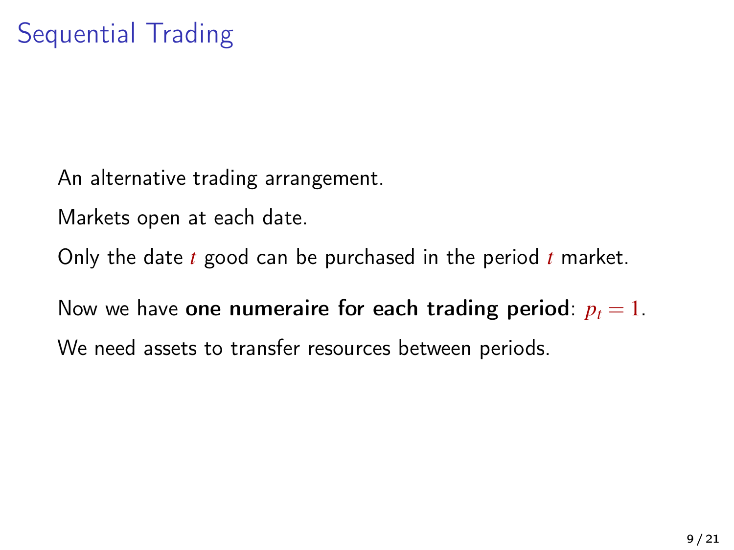# Sequential Trading

An alternative trading arrangement.

Markets open at each date.

Only the date $t$ good can be purchased in the period $t$ market.

Now we have **one numeraire for each trading period**: $p_t = 1$.

We need assets to transfer resources between periods.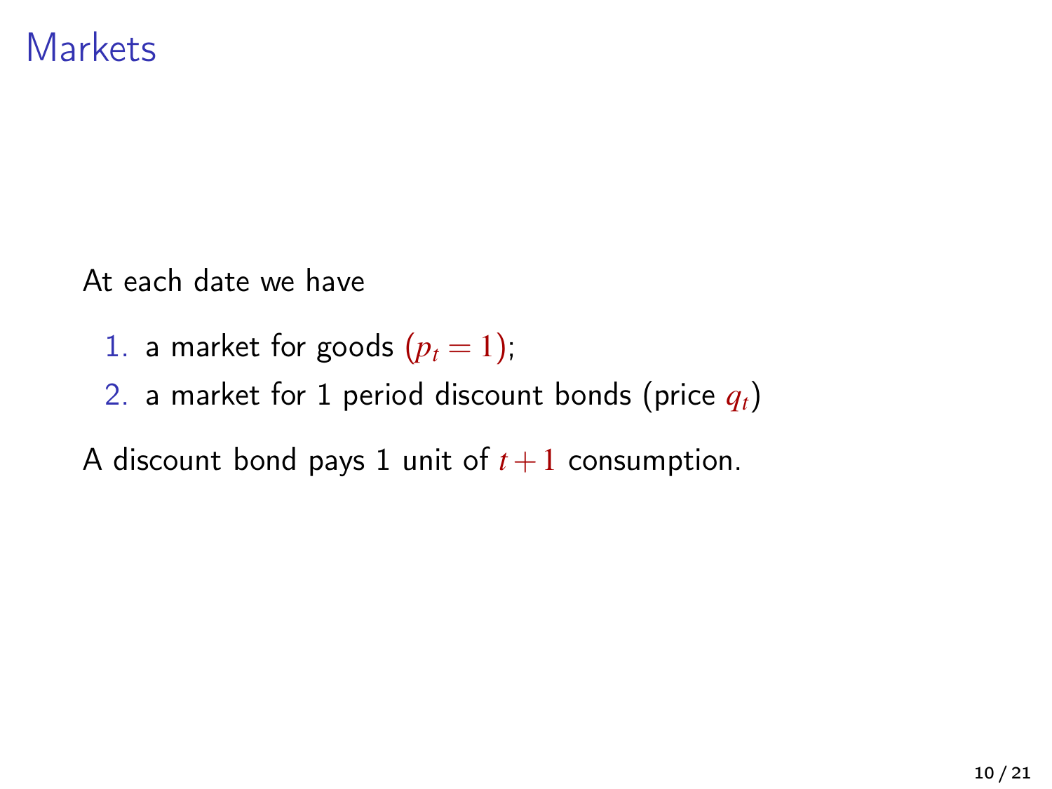# Markets

At each date we have

1. a market for goods $(p_t = 1)$;
2. a market for 1 period discount bonds (price $q_t$)

A discount bond pays 1 unit of $t+1$ consumption.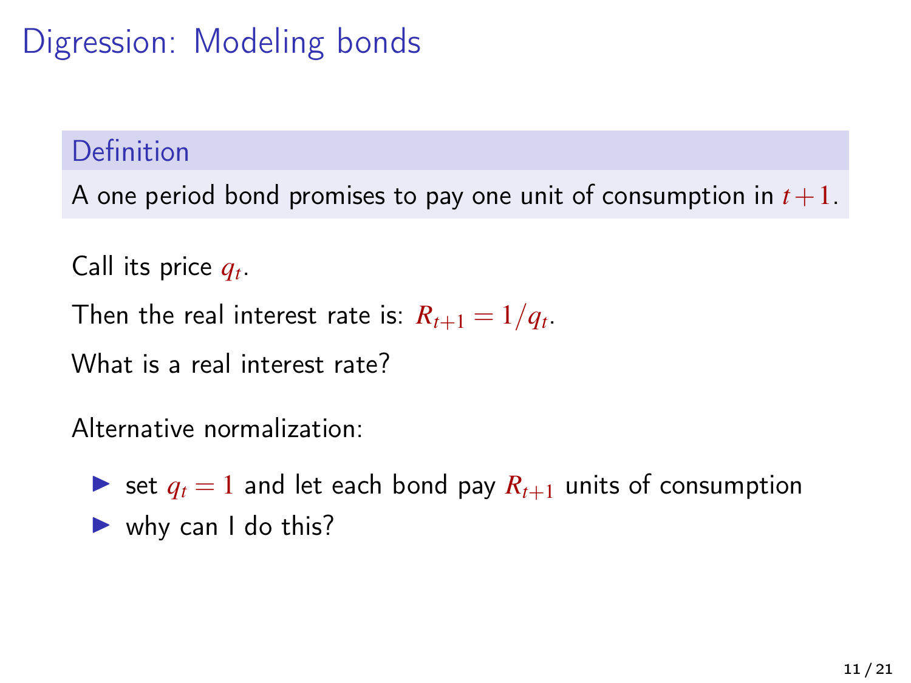# Digression: Modeling bonds

**Definition**

A one period bond promises to pay one unit of consumption in $t+1$.

Call its price $q_t$.

Then the real interest rate is: $R_{t+1} = 1/q_t$.

What is a real interest rate?

Alternative normalization:

- set $q_t = 1$ and let each bond pay $R_{t+1}$ units of consumption
- why can I do this?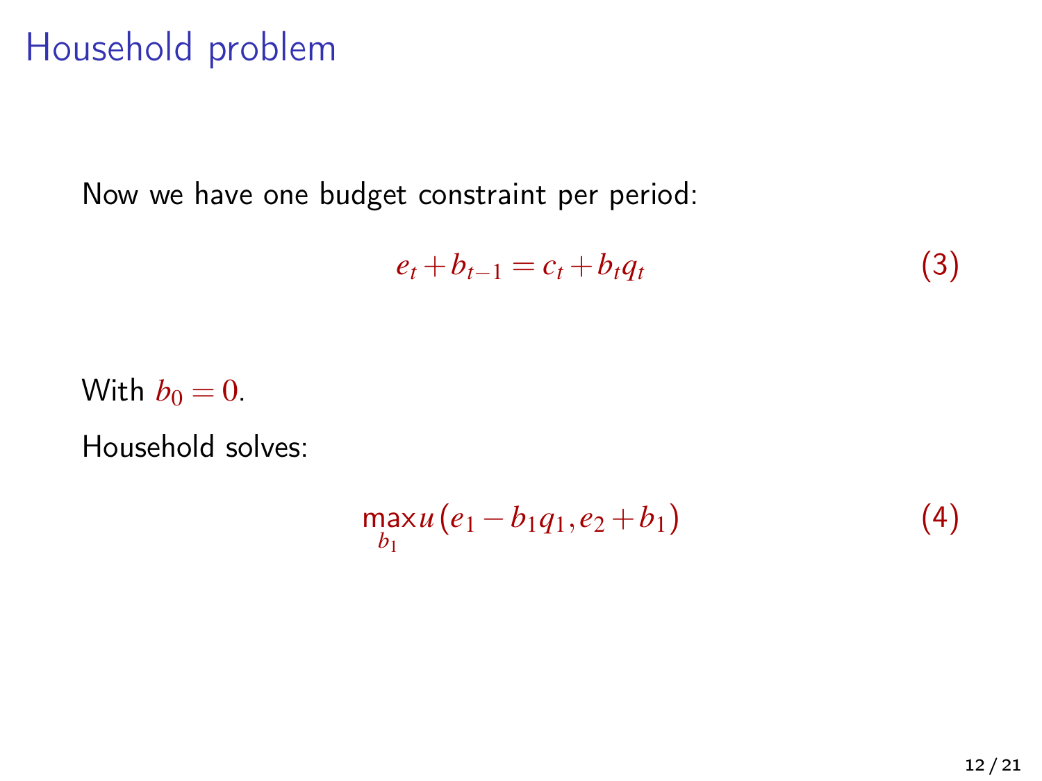# Household problem

Now we have one budget constraint per period:

$$e_t + b_{t-1} = c_t + b_t q_t \tag{3}$$

With $b_0 = 0$.

Household solves:

$$\max_{b_1} u\left(e_1 - b_1 q_1, e_2 + b_1\right) \tag{4}$$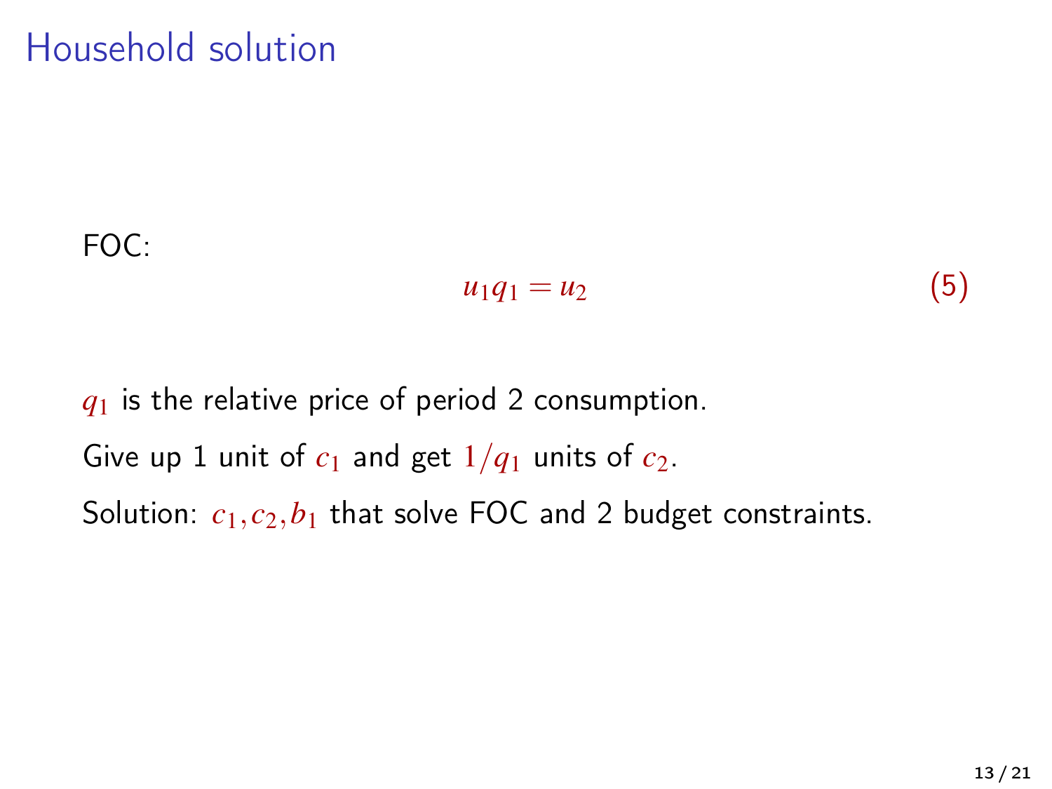# Household solution

FOC:

$$u_1 q_1 = u_2 \tag{5}$$

$q_1$ is the relative price of period 2 consumption.

Give up 1 unit of $c_1$ and get $1/q_1$ units of $c_2$.

Solution: $c_1, c_2, b_1$ that solve FOC and 2 budget constraints.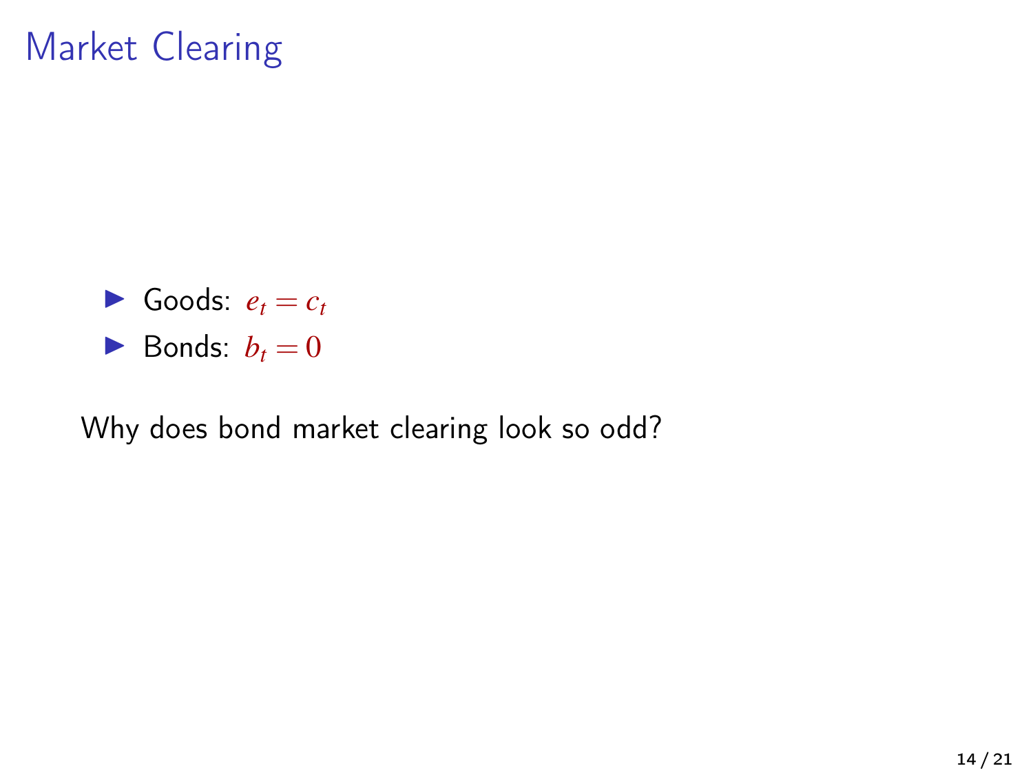# Market Clearing

- Goods: $e_t = c_t$
- Bonds: $b_t = 0$

Why does bond market clearing look so odd?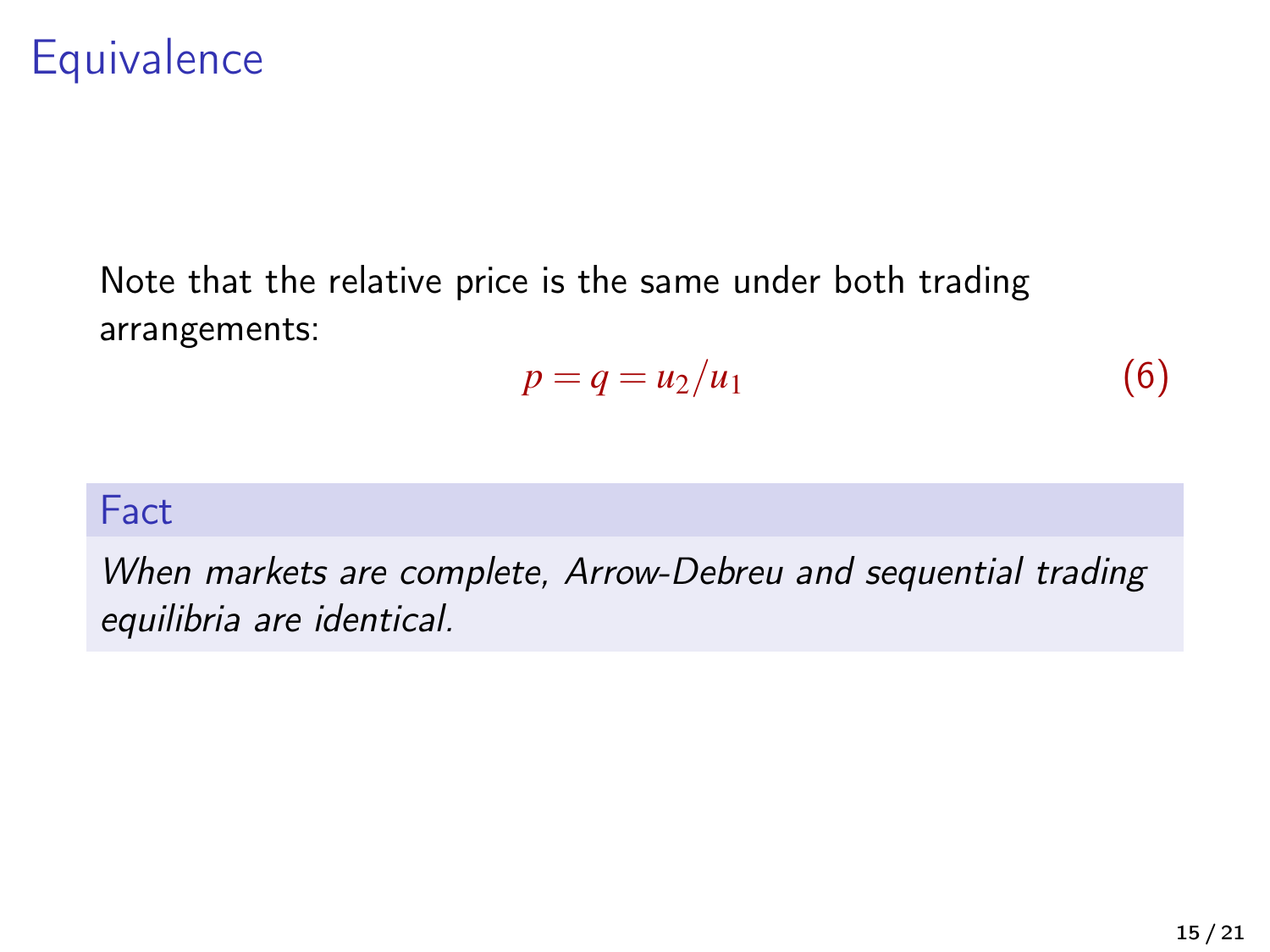# Equivalence

Note that the relative price is the same under both trading arrangements:

$$p = q = u_2/u_1 \tag{6}$$

**Fact**

*When markets are complete, Arrow-Debreu and sequential trading equilibria are identical.*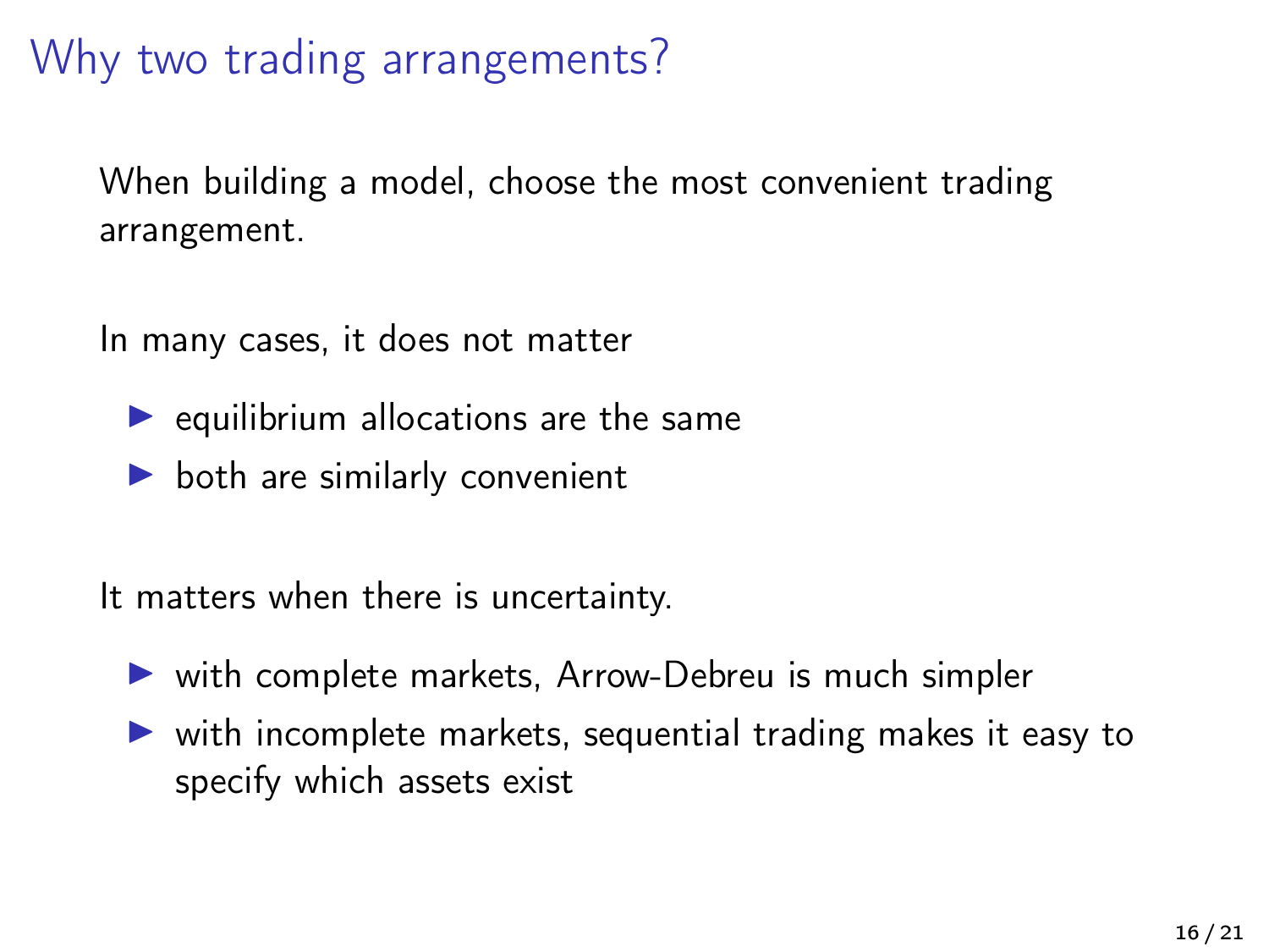# Why two trading arrangements?

When building a model, choose the most convenient trading arrangement.

In many cases, it does not matter

- equilibrium allocations are the same
- both are similarly convenient

It matters when there is uncertainty.

- with complete markets, Arrow-Debreu is much simpler
- with incomplete markets, sequential trading makes it easy to specify which assets exist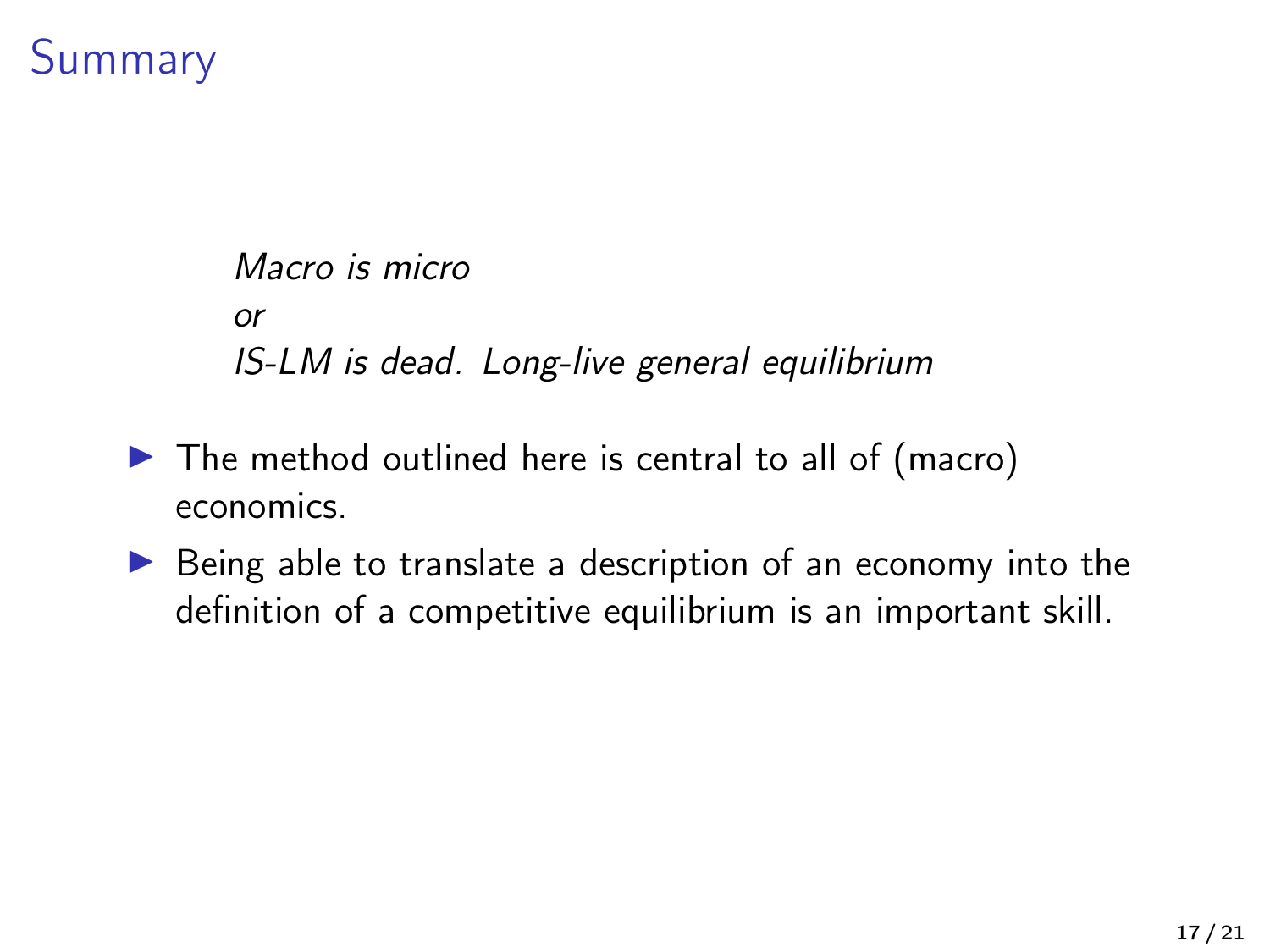# Summary

*Macro is micro*
*or*
*IS-LM is dead. Long-live general equilibrium*

- The method outlined here is central to all of (macro) economics.
- Being able to translate a description of an economy into the definition of a competitive equilibrium is an important skill.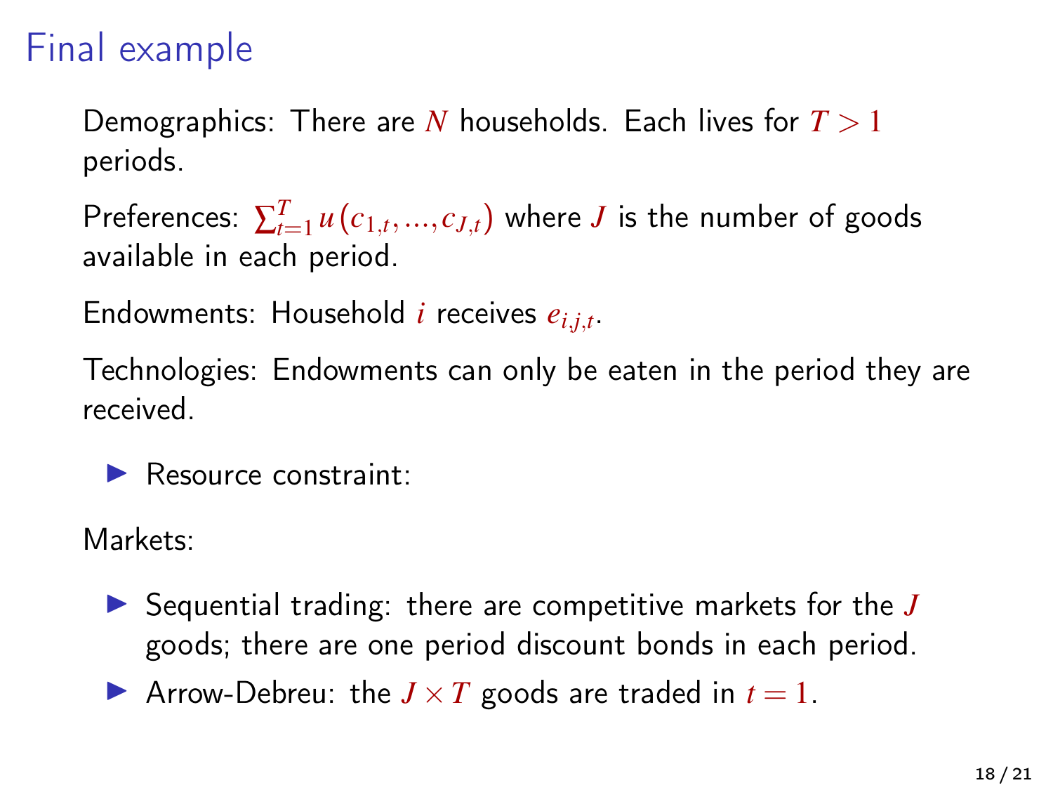# Final example

Demographics: There are $N$ households. Each lives for $T > 1$ periods.

Preferences: $\sum_{t=1}^{T} u(c_{1,t}, ..., c_{J,t})$ where $J$ is the number of goods available in each period.

Endowments: Household $i$ receives $e_{i,j,t}$.

Technologies: Endowments can only be eaten in the period they are received.

- Resource constraint:

Markets:

- Sequential trading: there are competitive markets for the $J$ goods; there are one period discount bonds in each period.
- Arrow-Debreu: the $J \times T$ goods are traded in $t = 1$.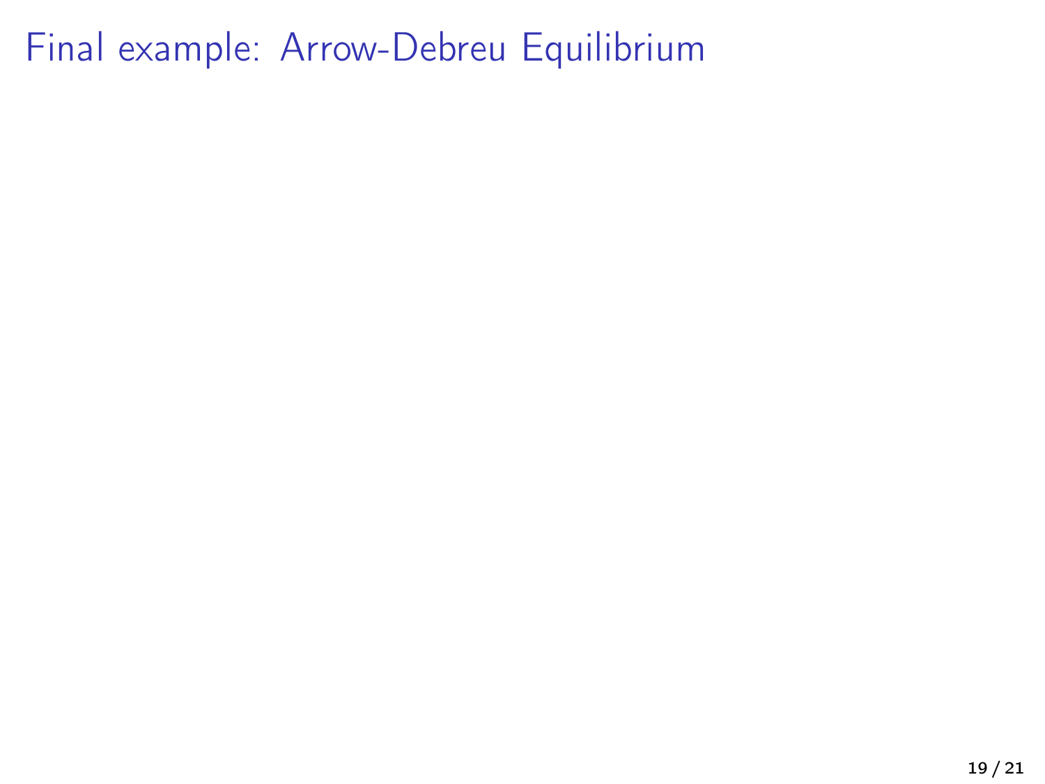# Final example: Arrow-Debreu Equilibrium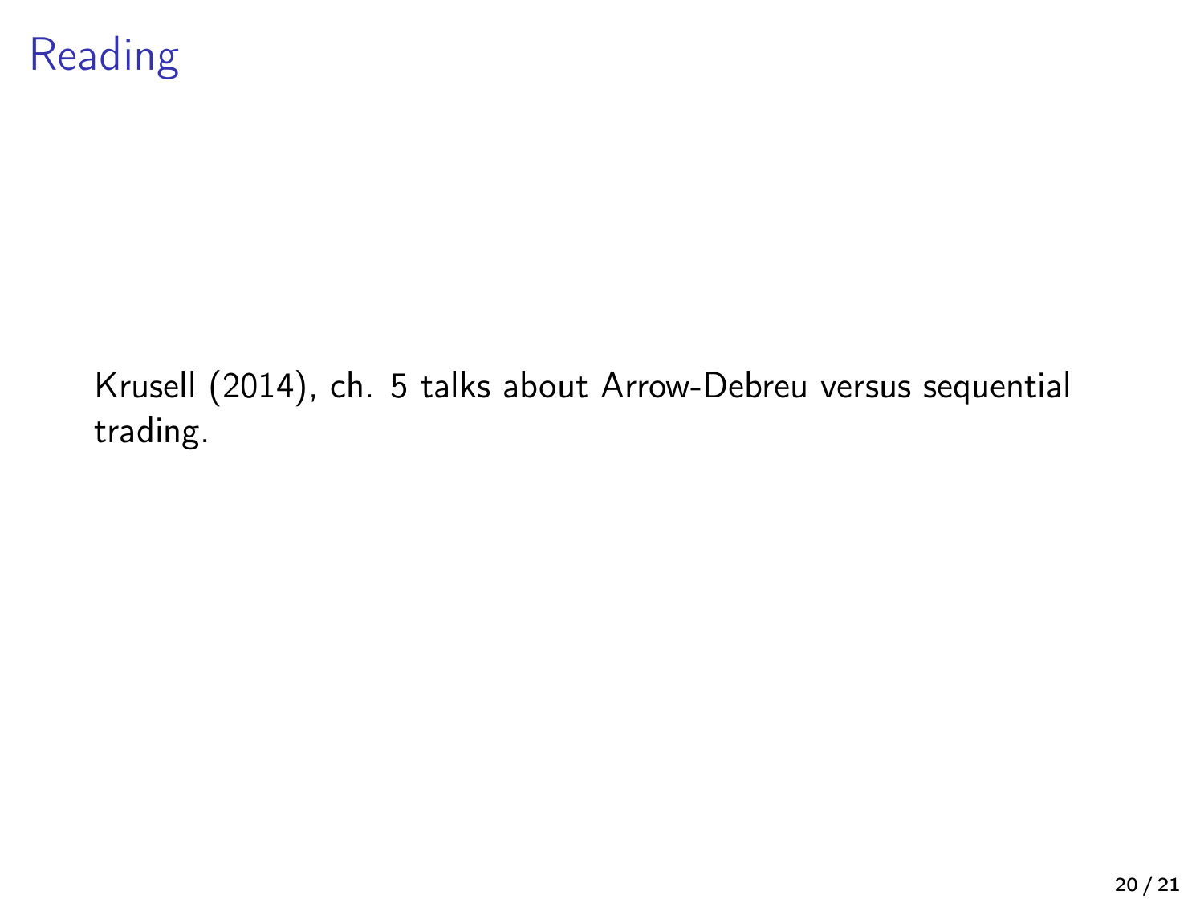# Reading

Krusell (2014), ch. 5 talks about Arrow-Debreu versus sequential trading.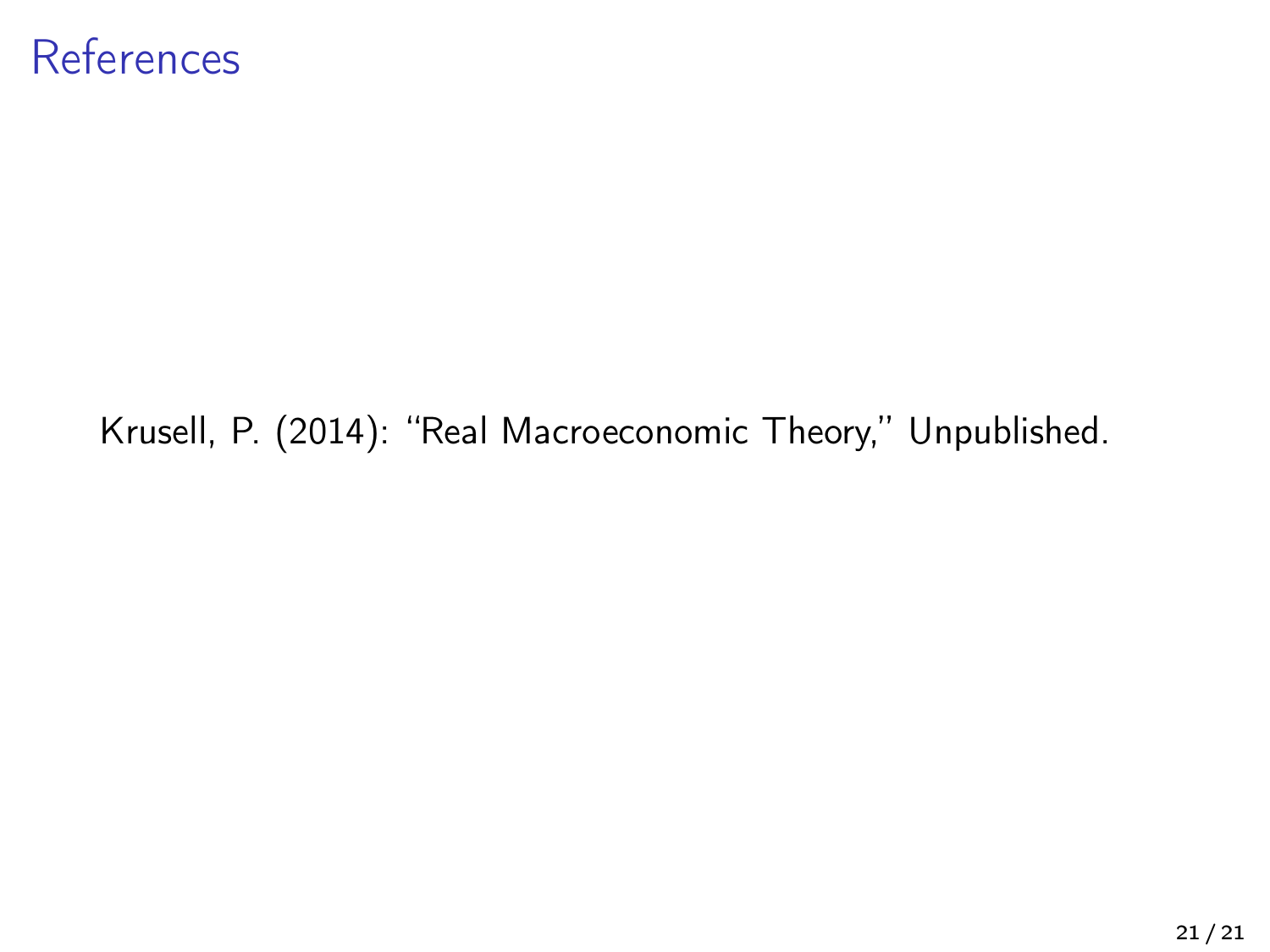# References

Krusell, P. (2014): "Real Macroeconomic Theory," Unpublished.